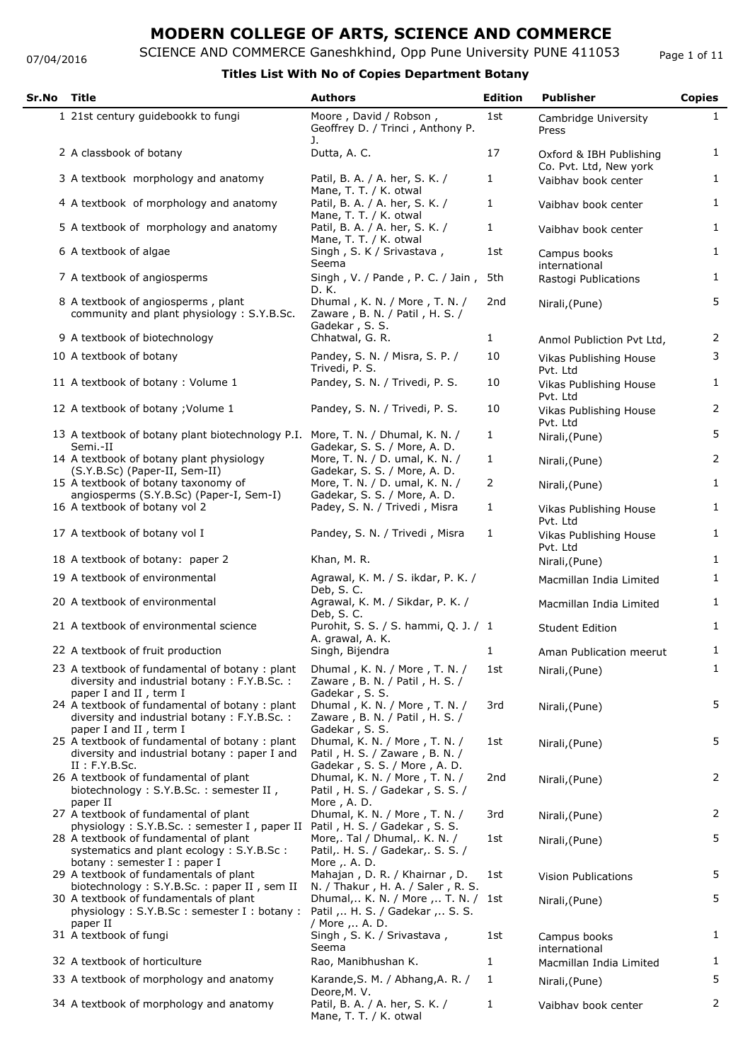# MODERN COLLEGE OF ARTS, SCIENCE AND COMMERCE

SCIENCE AND COMMERCE Ganeshkhind, Opp Pune University PUNE 411053

07/04/2016

**Titles List With No of Copies Department Botany**

| Sr.No | Title | Authors | Edition | Publisher | Copies |
|---|---|---|---|---|---|
| 1 | 21st century guidebookk to fungi | Moore , David / Robson , Geoffrey D. / Trinci , Anthony P. J. | 1st | Cambridge University Press | 1 |
| 2 | A classbook of botany | Dutta, A. C. | 17 | Oxford & IBH Publishing Co. Pvt. Ltd, New york | 1 |
| 3 | A textbook morphology and anatomy | Patil, B. A. / A. her, S. K. / Mane, T. T. / K. otwal | 1 | Vaibhav book center | 1 |
| 4 | A textbook of morphology and anatomy | Patil, B. A. / A. her, S. K. / Mane, T. T. / K. otwal | 1 | Vaibhav book center | 1 |
| 5 | A textbook of morphology and anatomy | Patil, B. A. / A. her, S. K. / Mane, T. T. / K. otwal | 1 | Vaibhav book center | 1 |
| 6 | A textbook of algae | Singh , S. K / Srivastava , Seema | 1st | Campus books international | 1 |
| 7 | A textbook of angiosperms | Singh , V. / Pande , P. C. / Jain , D. K. | 5th | Rastogi Publications | 1 |
| 8 | A textbook of angiosperms , plant community and plant physiology : S.Y.B.Sc. | Dhumal , K. N. / More , T. N. / Zaware , B. N. / Patil , H. S. / Gadekar , S. S. | 2nd | Nirali,(Pune) | 5 |
| 9 | A textbook of biotechnology | Chhatwal, G. R. | 1 | Anmol Publiction Pvt Ltd, | 2 |
| 10 | A textbook of botany | Pandey, S. N. / Misra, S. P. / Trivedi, P. S. | 10 | Vikas Publishing House Pvt. Ltd | 3 |
| 11 | A textbook of botany : Volume 1 | Pandey, S. N. / Trivedi, P. S. | 10 | Vikas Publishing House Pvt. Ltd | 1 |
| 12 | A textbook of botany ;Volume 1 | Pandey, S. N. / Trivedi, P. S. | 10 | Vikas Publishing House Pvt. Ltd | 2 |
| 13 | A textbook of botany plant biotechnology P.I. Semi.-II | More, T. N. / Dhumal, K. N. / Gadekar, S. S. / More, A. D. | 1 | Nirali,(Pune) | 5 |
| 14 | A textbook of botany plant physiology (S.Y.B.Sc) (Paper-II, Sem-II) | More, T. N. / D. umal, K. N. / Gadekar, S. S. / More, A. D. | 1 | Nirali,(Pune) | 2 |
| 15 | A textbook of botany taxonomy of angiosperms (S.Y.B.Sc) (Paper-I, Sem-I) | More, T. N. / D. umal, K. N. / Gadekar, S. S. / More, A. D. | 2 | Nirali,(Pune) | 1 |
| 16 | A textbook of botany vol 2 | Padey, S. N. / Trivedi , Misra | 1 | Vikas Publishing House Pvt. Ltd | 1 |
| 17 | A textbook of botany vol I | Pandey, S. N. / Trivedi , Misra | 1 | Vikas Publishing House Pvt. Ltd | 1 |
| 18 | A textbook of botany: paper 2 | Khan, M. R. | | Nirali,(Pune) | 1 |
| 19 | A textbook of environmental | Agrawal, K. M. / S. ikdar, P. K. / Deb, S. C. | | Macmillan India Limited | 1 |
| 20 | A textbook of environmental | Agrawal, K. M. / Sikdar, P. K. / Deb, S. C. | | Macmillan India Limited | 1 |
| 21 | A textbook of environmental science | Purohit, S. S. / S. hammi, Q. J. / A. grawal, A. K. | 1 | Student Edition | 1 |
| 22 | A textbook of fruit production | Singh, Bijendra | 1 | Aman Publication meerut | 1 |
| 23 | A textbook of fundamental of botany : plant diversity and industrial botany : F.Y.B.Sc. : paper I and II , term I | Dhumal , K. N. / More , T. N. / Zaware , B. N. / Patil , H. S. / Gadekar , S. S. | 1st | Nirali,(Pune) | 1 |
| 24 | A textbook of fundamental of botany : plant diversity and industrial botany : F.Y.B.Sc. : paper I and II , term I | Dhumal , K. N. / More , T. N. / Zaware , B. N. / Patil , H. S. / Gadekar , S. S. | 3rd | Nirali,(Pune) | 5 |
| 25 | A textbook of fundamental of botany : plant diversity and industrial botany : paper I and II : F.Y.B.Sc. | Dhumal, K. N. / More , T. N. / Patil , H. S. / Zaware , B. N. / Gadekar , S. S. / More , A. D. | 1st | Nirali,(Pune) | 5 |
| 26 | A textbook of fundamental of plant biotechnology : S.Y.B.Sc. : semester II , paper II | Dhumal, K. N. / More , T. N. / Patil , H. S. / Gadekar , S. S. / More , A. D. | 2nd | Nirali,(Pune) | 2 |
| 27 | A textbook of fundamental of plant physiology : S.Y.B.Sc. : semester I , paper II | Dhumal, K. N. / More , T. N. / Patil , H. S. / Gadekar , S. S. | 3rd | Nirali,(Pune) | 2 |
| 28 | A textbook of fundamental of plant systematics and plant ecology : S.Y.B.Sc : botany : semester I : paper I | More,. Tal / Dhumal,. K. N. / Patil,. H. S. / Gadekar,. S. S. / More ,. A. D. | 1st | Nirali,(Pune) | 5 |
| 29 | A textbook of fundamentals of plant biotechnology : S.Y.B.Sc. : paper II , sem II | Mahajan , D. R. / Khairnar , D. N. / Thakur , H. A. / Saler , R. S. | 1st | Vision Publications | 5 |
| 30 | A textbook of fundamentals of plant physiology : S.Y.B.Sc : semester I : botany : paper II | Dhumal,.. K. N. / More ,.. T. N. / Patil ,.. H. S. / Gadekar ,.. S. S. / More ,.. A. D. | 1st | Nirali,(Pune) | 5 |
| 31 | A textbook of fungi | Singh , S. K. / Srivastava , Seema | 1st | Campus books international | 1 |
| 32 | A textbook of horticulture | Rao, Manibhushan K. | 1 | Macmillan India Limited | 1 |
| 33 | A textbook of morphology and anatomy | Karande,S. M. / Abhang,A. R. / Deore,M. V. | 1 | Nirali,(Pune) | 5 |
| 34 | A textbook of morphology and anatomy | Patil, B. A. / A. her, S. K. / Mane, T. T. / K. otwal | 1 | Vaibhav book center | 2 |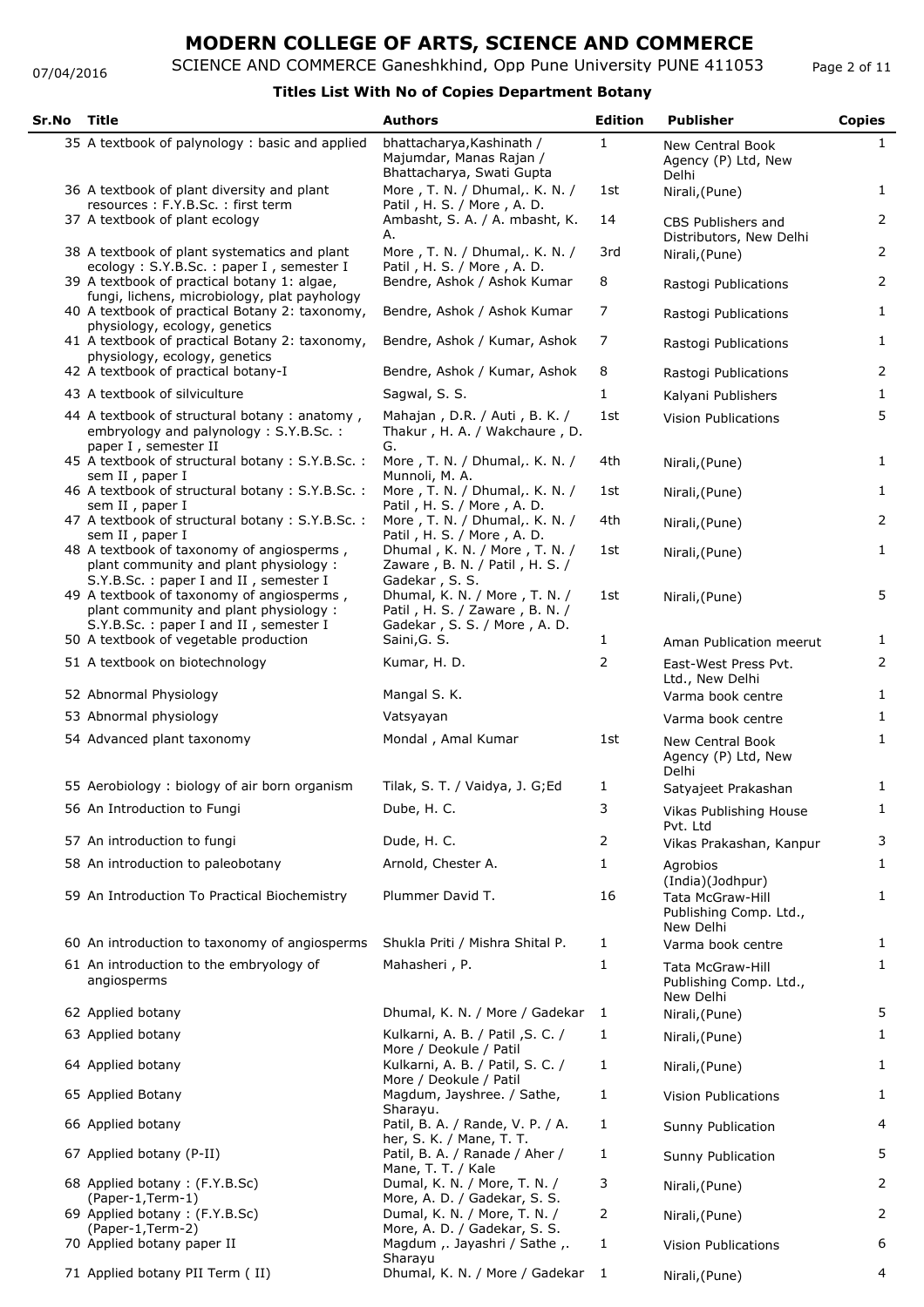# MODERN COLLEGE OF ARTS, SCIENCE AND COMMERCE

SCIENCE AND COMMERCE Ganeshkhind, Opp Pune University PUNE 411053

07/04/2016

**Titles List With No of Copies Department Botany**

| Sr.No | Title | Authors | Edition | Publisher | Copies |
|---|---|---|---|---|---|
| 35 | A textbook of palynology : basic and applied | bhattacharya,Kashinath / Majumdar, Manas Rajan / Bhattacharya, Swati Gupta | 1 | New Central Book Agency (P) Ltd, New Delhi | 1 |
| 36 | A textbook of plant diversity and plant resources : F.Y.B.Sc. : first term | More , T. N. / Dhumal,. K. N. / Patil , H. S. / More , A. D. | 1st | Nirali,(Pune) | 1 |
| 37 | A textbook of plant ecology | Ambasht, S. A. / A. mbasht, K. A. | 14 | CBS Publishers and Distributors, New Delhi | 2 |
| 38 | A textbook of plant systematics and plant ecology : S.Y.B.Sc. : paper I , semester I | More , T. N. / Dhumal,. K. N. / Patil , H. S. / More , A. D. | 3rd | Nirali,(Pune) | 2 |
| 39 | A textbook of practical botany 1: algae, fungi, lichens, microbiology, plat payhology | Bendre, Ashok / Ashok Kumar | 8 | Rastogi Publications | 2 |
| 40 | A textbook of practical Botany 2: taxonomy, physiology, ecology, genetics | Bendre, Ashok / Ashok Kumar | 7 | Rastogi Publications | 1 |
| 41 | A textbook of practical Botany 2: taxonomy, physiology, ecology, genetics | Bendre, Ashok / Kumar, Ashok | 7 | Rastogi Publications | 1 |
| 42 | A textbook of practical botany-I | Bendre, Ashok / Kumar, Ashok | 8 | Rastogi Publications | 2 |
| 43 | A textbook of silviculture | Sagwal, S. S. | 1 | Kalyani Publishers | 1 |
| 44 | A textbook of structural botany : anatomy , embryology and palynology : S.Y.B.Sc. : paper I , semester II | Mahajan , D.R. / Auti , B. K. / Thakur , H. A. / Wakchaure , D. G. | 1st | Vision Publications | 5 |
| 45 | A textbook of structural botany : S.Y.B.Sc. : sem II , paper I | More , T. N. / Dhumal,. K. N. / Munnoli, M. A. | 4th | Nirali,(Pune) | 1 |
| 46 | A textbook of structural botany : S.Y.B.Sc. : sem II , paper I | More , T. N. / Dhumal,. K. N. / Patil , H. S. / More , A. D. | 1st | Nirali,(Pune) | 1 |
| 47 | A textbook of structural botany : S.Y.B.Sc. : sem II , paper I | More , T. N. / Dhumal,. K. N. / Patil , H. S. / More , A. D. | 4th | Nirali,(Pune) | 2 |
| 48 | A textbook of taxonomy of angiosperms , plant community and plant physiology : S.Y.B.Sc. : paper I and II , semester I | Dhumal , K. N. / More , T. N. / Zaware , B. N. / Patil , H. S. / Gadekar , S. S. | 1st | Nirali,(Pune) | 1 |
| 49 | A textbook of taxonomy of angiosperms , plant community and plant physiology : S.Y.B.Sc. : paper I and II , semester I | Dhumal, K. N. / More , T. N. / Patil , H. S. / Zaware , B. N. / Gadekar , S. S. / More , A. D. | 1st | Nirali,(Pune) | 5 |
| 50 | A textbook of vegetable production | Saini,G. S. | 1 | Aman Publication meerut | 1 |
| 51 | A textbook on biotechnology | Kumar, H. D. | 2 | East-West Press Pvt. Ltd., New Delhi | 2 |
| 52 | Abnormal Physiology | Mangal S. K. | | Varma book centre | 1 |
| 53 | Abnormal physiology | Vatsyayan | | Varma book centre | 1 |
| 54 | Advanced plant taxonomy | Mondal , Amal Kumar | 1st | New Central Book Agency (P) Ltd, New Delhi | 1 |
| 55 | Aerobiology : biology of air born organism | Tilak, S. T. / Vaidya, J. G;Ed | 1 | Satyajeet Prakashan | 1 |
| 56 | An Introduction to Fungi | Dube, H. C. | 3 | Vikas Publishing House Pvt. Ltd | 1 |
| 57 | An introduction to fungi | Dude, H. C. | 2 | Vikas Prakashan, Kanpur | 3 |
| 58 | An introduction to paleobotany | Arnold, Chester A. | 1 | Agrobios (India)(Jodhpur) | 1 |
| 59 | An Introduction To Practical Biochemistry | Plummer David T. | 16 | Tata McGraw-Hill Publishing Comp. Ltd., New Delhi | 1 |
| 60 | An introduction to taxonomy of angiosperms | Shukla Priti / Mishra Shital P. | 1 | Varma book centre | 1 |
| 61 | An introduction to the embryology of angiosperms | Mahasheri , P. | 1 | Tata McGraw-Hill Publishing Comp. Ltd., New Delhi | 1 |
| 62 | Applied botany | Dhumal, K. N. / More / Gadekar | 1 | Nirali,(Pune) | 5 |
| 63 | Applied botany | Kulkarni, A. B. / Patil ,S. C. / More / Deokule / Patil | 1 | Nirali,(Pune) | 1 |
| 64 | Applied botany | Kulkarni, A. B. / Patil, S. C. / More / Deokule / Patil | 1 | Nirali,(Pune) | 1 |
| 65 | Applied Botany | Magdum, Jayshree. / Sathe, Sharayu. | 1 | Vision Publications | 1 |
| 66 | Applied botany | Patil, B. A. / Rande, V. P. / A. her, S. K. / Mane, T. T. | 1 | Sunny Publication | 4 |
| 67 | Applied botany (P-II) | Patil, B. A. / Ranade / Aher / Mane, T. T. / Kale | 1 | Sunny Publication | 5 |
| 68 | Applied botany : (F.Y.B.Sc) (Paper-1,Term-1) | Dumal, K. N. / More, T. N. / More, A. D. / Gadekar, S. S. | 3 | Nirali,(Pune) | 2 |
| 69 | Applied botany : (F.Y.B.Sc) (Paper-1,Term-2) | Dumal, K. N. / More, T. N. / More, A. D. / Gadekar, S. S. | 2 | Nirali,(Pune) | 2 |
| 70 | Applied botany paper II | Magdum ,. Jayashri / Sathe ,. Sharayu | 1 | Vision Publications | 6 |
| 71 | Applied botany PII Term ( II) | Dhumal, K. N. / More / Gadekar | 1 | Nirali,(Pune) | 4 |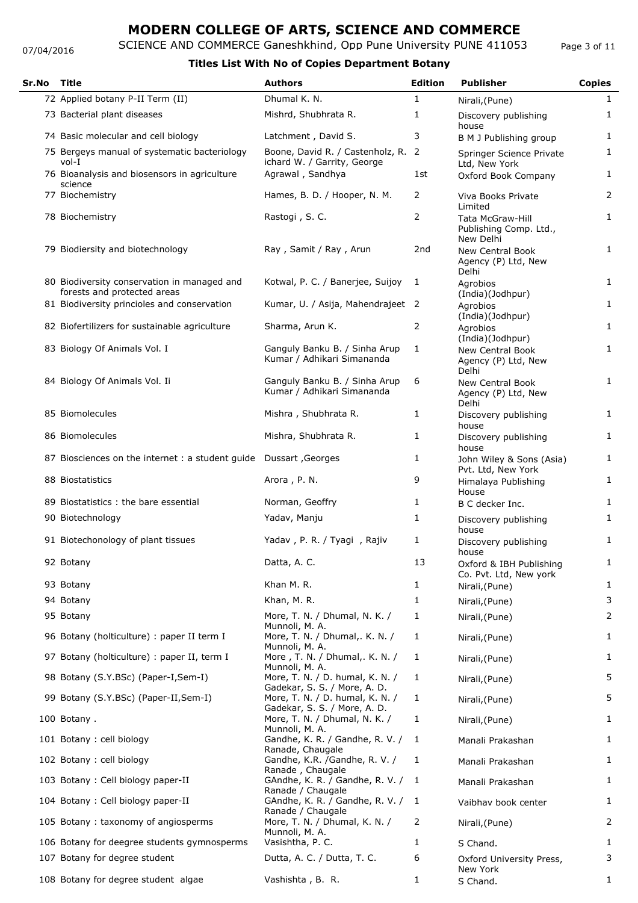# MODERN COLLEGE OF ARTS, SCIENCE AND COMMERCE

SCIENCE AND COMMERCE Ganeshkhind, Opp Pune University PUNE 411053

07/04/2016

**Titles List With No of Copies Department Botany**

| Sr.No | Title | Authors | Edition | Publisher | Copies |
|---|---|---|---|---|---|
| 72 | Applied botany P-II Term (II) | Dhumal K. N. | 1 | Nirali,(Pune) | 1 |
| 73 | Bacterial plant diseases | Mishrd, Shubhrata R. | 1 | Discovery publishing house | 1 |
| 74 | Basic molecular and cell biology | Latchment , David S. | 3 | B M J Publishing group | 1 |
| 75 | Bergeys manual of systematic bacteriology vol-I | Boone, David R. / Castenholz, R. ichard W. / Garrity, George | 2 | Springer Science Private Ltd, New York | 1 |
| 76 | Bioanalysis and biosensors in agriculture science | Agrawal , Sandhya | 1st | Oxford Book Company | 1 |
| 77 | Biochemistry | Hames, B. D. / Hooper, N. M. | 2 | Viva Books Private Limited | 2 |
| 78 | Biochemistry | Rastogi , S. C. | 2 | Tata McGraw-Hill Publishing Comp. Ltd., New Delhi | 1 |
| 79 | Biodiersity and biotechnology | Ray , Samit / Ray , Arun | 2nd | New Central Book Agency (P) Ltd, New Delhi | 1 |
| 80 | Biodiversity conservation in managed and forests and protected areas | Kotwal, P. C. / Banerjee, Suijoy | 1 | Agrobios (India)(Jodhpur) | 1 |
| 81 | Biodiversity princioles and conservation | Kumar, U. / Asija, Mahendrajeet | 2 | Agrobios (India)(Jodhpur) | 1 |
| 82 | Biofertilizers for sustainable agriculture | Sharma, Arun K. | 2 | Agrobios (India)(Jodhpur) | 1 |
| 83 | Biology Of Animals Vol. I | Ganguly Banku B. / Sinha Arup Kumar / Adhikari Simananda | 1 | New Central Book Agency (P) Ltd, New Delhi | 1 |
| 84 | Biology Of Animals Vol. Ii | Ganguly Banku B. / Sinha Arup Kumar / Adhikari Simananda | 6 | New Central Book Agency (P) Ltd, New Delhi | 1 |
| 85 | Biomolecules | Mishra , Shubhrata R. | 1 | Discovery publishing house | 1 |
| 86 | Biomolecules | Mishra, Shubhrata R. | 1 | Discovery publishing house | 1 |
| 87 | Biosciences on the internet : a student guide | Dussart ,Georges | 1 | John Wiley & Sons (Asia) Pvt. Ltd, New York | 1 |
| 88 | Biostatistics | Arora , P. N. | 9 | Himalaya Publishing House | 1 |
| 89 | Biostatistics : the bare essential | Norman, Geoffry | 1 | B C decker Inc. | 1 |
| 90 | Biotechnology | Yadav, Manju | 1 | Discovery publishing house | 1 |
| 91 | Biotechonology of plant tissues | Yadav , P. R. / Tyagi , Rajiv | 1 | Discovery publishing house | 1 |
| 92 | Botany | Datta, A. C. | 13 | Oxford & IBH Publishing Co. Pvt. Ltd, New york | 1 |
| 93 | Botany | Khan M. R. | 1 | Nirali,(Pune) | 1 |
| 94 | Botany | Khan, M. R. | 1 | Nirali,(Pune) | 3 |
| 95 | Botany | More, T. N. / Dhumal, N. K. / Munnoli, M. A. | 1 | Nirali,(Pune) | 2 |
| 96 | Botany (holticulture) : paper II term I | More, T. N. / Dhumal,. K. N. / Munnoli, M. A. | 1 | Nirali,(Pune) | 1 |
| 97 | Botany (holticulture) : paper II, term I | More , T. N. / Dhumal,. K. N. / Munnoli, M. A. | 1 | Nirali,(Pune) | 1 |
| 98 | Botany (S.Y.BSc) (Paper-I,Sem-I) | More, T. N. / D. humal, K. N. / Gadekar, S. S. / More, A. D. | 1 | Nirali,(Pune) | 5 |
| 99 | Botany (S.Y.BSc) (Paper-II,Sem-I) | More, T. N. / D. humal, K. N. / Gadekar, S. S. / More, A. D. | 1 | Nirali,(Pune) | 5 |
| 100 | Botany . | More, T. N. / Dhumal, N. K. / Munnoli, M. A. | 1 | Nirali,(Pune) | 1 |
| 101 | Botany : cell biology | Gandhe, K. R. / Gandhe, R. V. / Ranade, Chaugale | 1 | Manali Prakashan | 1 |
| 102 | Botany : cell biology | Gandhe, K.R. /Gandhe, R. V. / Ranade , Chaugale | 1 | Manali Prakashan | 1 |
| 103 | Botany : Cell biology paper-II | GAndhe, K. R. / Gandhe, R. V. / Ranade / Chaugale | 1 | Manali Prakashan | 1 |
| 104 | Botany : Cell biology paper-II | GAndhe, K. R. / Gandhe, R. V. / Ranade / Chaugale | 1 | Vaibhav book center | 1 |
| 105 | Botany : taxonomy of angiosperms | More, T. N. / Dhumal, K. N. / Munnoli, M. A. | 2 | Nirali,(Pune) | 2 |
| 106 | Botany for deegree students gymnosperms | Vasishtha, P. C. | 1 | S Chand. | 1 |
| 107 | Botany for degree student | Dutta, A. C. / Dutta, T. C. | 6 | Oxford University Press, New York | 3 |
| 108 | Botany for degree student algae | Vashishta , B. R. | 1 | S Chand. | 1 |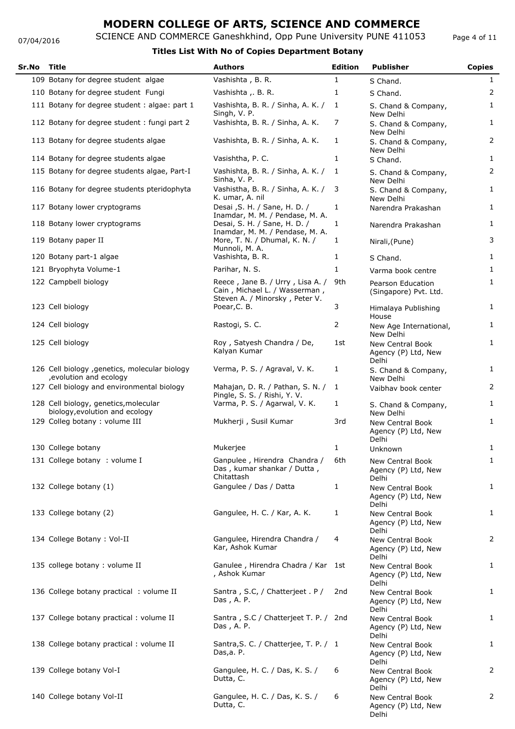# MODERN COLLEGE OF ARTS, SCIENCE AND COMMERCE

SCIENCE AND COMMERCE Ganeshkhind, Opp Pune University PUNE 411053

07/04/2016

### Titles List With No of Copies Department Botany

| Sr.No | Title | Authors | Edition | Publisher | Copies |
|---|---|---|---|---|---|
| 109 | Botany for degree student algae | Vashishta , B. R. | 1 | S Chand. | 1 |
| 110 | Botany for degree student Fungi | Vashishta ,. B. R. | 1 | S Chand. | 2 |
| 111 | Botany for degree student : algae: part 1 | Vashishta, B. R. / Sinha, A. K. / Singh, V. P. | 1 | S. Chand & Company, New Delhi | 1 |
| 112 | Botany for degree student : fungi part 2 | Vashishta, B. R. / Sinha, A. K. | 7 | S. Chand & Company, New Delhi | 1 |
| 113 | Botany for degree students algae | Vashishta, B. R. / Sinha, A. K. | 1 | S. Chand & Company, New Delhi | 2 |
| 114 | Botany for degree students algae | Vasishtha, P. C. | 1 | S Chand. | 1 |
| 115 | Botany for degree students algae, Part-I | Vashishta, B. R. / Sinha, A. K. / Sinha, V. P. | 1 | S. Chand & Company, New Delhi | 2 |
| 116 | Botany for degree students pteridophyta | Vashistha, B. R. / Sinha, A. K. / K. umar, A. nil | 3 | S. Chand & Company, New Delhi | 1 |
| 117 | Botany lower cryptograms | Desai ,S. H. / Sane, H. D. / Inamdar, M. M. / Pendase, M. A. | 1 | Narendra Prakashan | 1 |
| 118 | Botany lower cryptograms | Desai, S. H. / Sane, H. D. / Inamdar, M. M. / Pendase, M. A. | 1 | Narendra Prakashan | 1 |
| 119 | Botany paper II | More, T. N. / Dhumal, K. N. / Munnoli, M. A. | 1 | Nirali,(Pune) | 3 |
| 120 | Botany part-1 algae | Vashishta, B. R. | 1 | S Chand. | 1 |
| 121 | Bryophyta Volume-1 | Parihar, N. S. | 1 | Varma book centre | 1 |
| 122 | Campbell biology | Reece , Jane B. / Urry , Lisa A. / Cain , Michael L. / Wasserman , Steven A. / Minorsky , Peter V. | 9th | Pearson Education (Singapore) Pvt. Ltd. | 1 |
| 123 | Cell biology | Poear,C. B. | 3 | Himalaya Publishing House | 1 |
| 124 | Cell biology | Rastogi, S. C. | 2 | New Age International, New Delhi | 1 |
| 125 | Cell biology | Roy , Satyesh Chandra / De, Kalyan Kumar | 1st | New Central Book Agency (P) Ltd, New Delhi | 1 |
| 126 | Cell biology ,genetics, molecular biology ,evolution and ecology | Verma, P. S. / Agraval, V. K. | 1 | S. Chand & Company, New Delhi | 1 |
| 127 | Cell biology and environmental biology | Mahajan, D. R. / Pathan, S. N. / Pingle, S. S. / Rishi, Y. V. | 1 | Vaibhav book center | 2 |
| 128 | Cell biology, genetics,molecular biology,evolution and ecology | Varma, P. S. / Agarwal, V. K. | 1 | S. Chand & Company, New Delhi | 1 |
| 129 | Colleg botany : volume III | Mukherji , Susil Kumar | 3rd | New Central Book Agency (P) Ltd, New Delhi | 1 |
| 130 | College botany | Mukerjee | 1 | Unknown | 1 |
| 131 | College botany : volume I | Ganpulee , Hirendra Chandra / Das , kumar shankar / Dutta , Chitattash | 6th | New Central Book Agency (P) Ltd, New Delhi | 1 |
| 132 | College botany (1) | Gangulee / Das / Datta | 1 | New Central Book Agency (P) Ltd, New Delhi | 1 |
| 133 | College botany (2) | Gangulee, H. C. / Kar, A. K. | 1 | New Central Book Agency (P) Ltd, New Delhi | 1 |
| 134 | College Botany : Vol-II | Gangulee, Hirendra Chandra / Kar, Ashok Kumar | 4 | New Central Book Agency (P) Ltd, New Delhi | 2 |
| 135 | college botany : volume II | Ganulee , Hirendra Chadra / Kar , Ashok Kumar | 1st | New Central Book Agency (P) Ltd, New Delhi | 1 |
| 136 | College botany practical : volume II | Santra , S.C, / Chatterjeet . P / Das , A. P. | 2nd | New Central Book Agency (P) Ltd, New Delhi | 1 |
| 137 | College botany practical : volume II | Santra , S.C / Chatterjeet T. P. / Das , A. P. | 2nd | New Central Book Agency (P) Ltd, New Delhi | 1 |
| 138 | College botany practical : volume II | Santra,S. C. / Chatterjee, T. P. / Das,a. P. | 1 | New Central Book Agency (P) Ltd, New Delhi | 1 |
| 139 | College botany Vol-I | Gangulee, H. C. / Das, K. S. / Dutta, C. | 6 | New Central Book Agency (P) Ltd, New Delhi | 2 |
| 140 | College botany Vol-II | Gangulee, H. C. / Das, K. S. / Dutta, C. | 6 | New Central Book Agency (P) Ltd, New Delhi | 2 |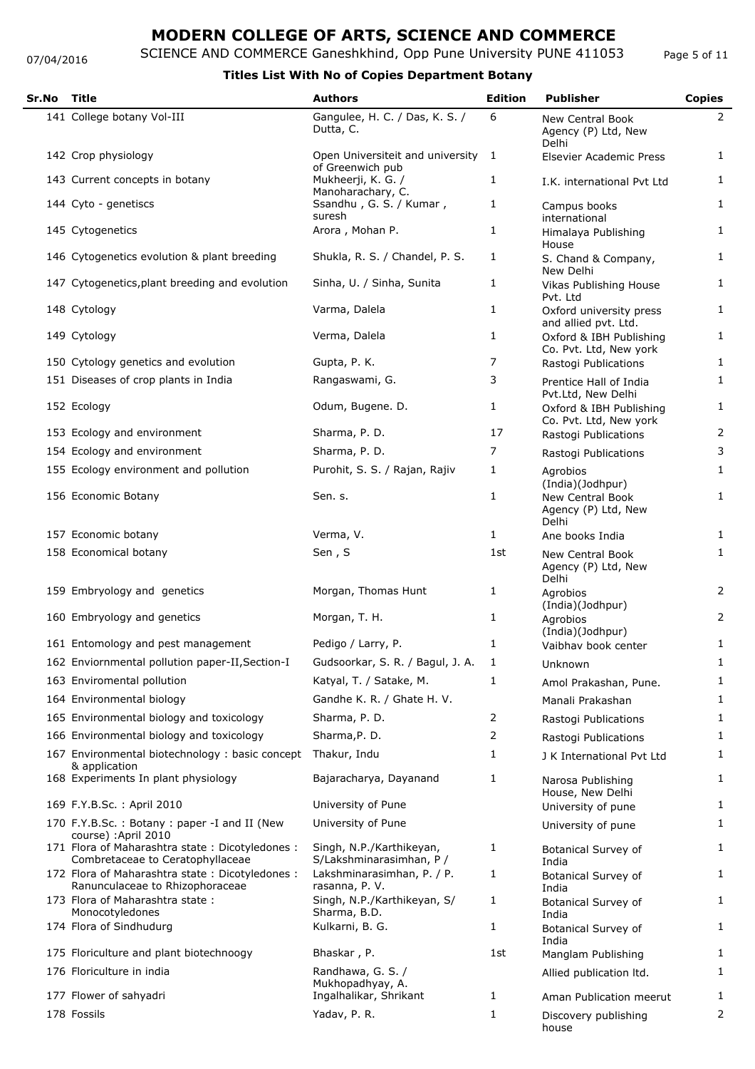# MODERN COLLEGE OF ARTS, SCIENCE AND COMMERCE

SCIENCE AND COMMERCE Ganeshkhind, Opp Pune University PUNE 411053

07/04/2016

**Titles List With No of Copies Department Botany**

| Sr.No | Title | Authors | Edition | Publisher | Copies |
|---|---|---|---|---|---|
| 141 | College botany Vol-III | Gangulee, H. C. / Das, K. S. / Dutta, C. | 6 | New Central Book Agency (P) Ltd, New Delhi | 2 |
| 142 | Crop physiology | Open Universiteit and university of Greenwich pub | 1 | Elsevier Academic Press | 1 |
| 143 | Current concepts in botany | Mukheerji, K. G. / Manoharachary, C. | 1 | I.K. international Pvt Ltd | 1 |
| 144 | Cyto - genetiscs | Ssandhu , G. S. / Kumar , suresh | 1 | Campus books international | 1 |
| 145 | Cytogenetics | Arora , Mohan P. | 1 | Himalaya Publishing House | 1 |
| 146 | Cytogenetics evolution & plant breeding | Shukla, R. S. / Chandel, P. S. | 1 | S. Chand & Company, New Delhi | 1 |
| 147 | Cytogenetics,plant breeding and evolution | Sinha, U. / Sinha, Sunita | 1 | Vikas Publishing House Pvt. Ltd | 1 |
| 148 | Cytology | Varma, Dalela | 1 | Oxford university press and allied pvt. Ltd. | 1 |
| 149 | Cytology | Verma, Dalela | 1 | Oxford & IBH Publishing Co. Pvt. Ltd, New york | 1 |
| 150 | Cytology genetics and evolution | Gupta, P. K. | 7 | Rastogi Publications | 1 |
| 151 | Diseases of crop plants in India | Rangaswami, G. | 3 | Prentice Hall of India Pvt.Ltd, New Delhi | 1 |
| 152 | Ecology | Odum, Bugene. D. | 1 | Oxford & IBH Publishing Co. Pvt. Ltd, New york | 1 |
| 153 | Ecology and environment | Sharma, P. D. | 17 | Rastogi Publications | 2 |
| 154 | Ecology and environment | Sharma, P. D. | 7 | Rastogi Publications | 3 |
| 155 | Ecology environment and pollution | Purohit, S. S. / Rajan, Rajiv | 1 | Agrobios (India)(Jodhpur) | 1 |
| 156 | Economic Botany | Sen. s. | 1 | New Central Book Agency (P) Ltd, New Delhi | 1 |
| 157 | Economic botany | Verma, V. | 1 | Ane books India | 1 |
| 158 | Economical botany | Sen , S | 1st | New Central Book Agency (P) Ltd, New Delhi | 1 |
| 159 | Embryology and genetics | Morgan, Thomas Hunt | 1 | Agrobios (India)(Jodhpur) | 2 |
| 160 | Embryology and genetics | Morgan, T. H. | 1 | Agrobios (India)(Jodhpur) | 2 |
| 161 | Entomology and pest management | Pedigo / Larry, P. | 1 | Vaibhav book center | 1 |
| 162 | Enviornmental pollution paper-II,Section-I | Gudsoorkar, S. R. / Bagul, J. A. | 1 | Unknown | 1 |
| 163 | Enviromental pollution | Katyal, T. / Satake, M. | 1 | Amol Prakashan, Pune. | 1 |
| 164 | Environmental biology | Gandhe K. R. / Ghate H. V. | | Manali Prakashan | 1 |
| 165 | Environmental biology and toxicology | Sharma, P. D. | 2 | Rastogi Publications | 1 |
| 166 | Environmental biology and toxicology | Sharma,P. D. | 2 | Rastogi Publications | 1 |
| 167 | Environmental biotechnology : basic concept & application | Thakur, Indu | 1 | J K International Pvt Ltd | 1 |
| 168 | Experiments In plant physiology | Bajaracharya, Dayanand | 1 | Narosa Publishing House, New Delhi | 1 |
| 169 | F.Y.B.Sc. : April 2010 | University of Pune | | University of pune | 1 |
| 170 | F.Y.B.Sc. : Botany : paper -I and II (New course) :April 2010 | University of Pune | | University of pune | 1 |
| 171 | Flora of Maharashtra state : Dicotyledones : Combretaceae to Ceratophyllaceae | Singh, N.P./Karthikeyan, S/Lakshminarasimhan, P / | 1 | Botanical Survey of India | 1 |
| 172 | Flora of Maharashtra state : Dicotyledones : Ranunculaceae to Rhizophoraceae | Lakshminarasimhan, P. / P. rasanna, P. V. | 1 | Botanical Survey of India | 1 |
| 173 | Flora of Maharashtra state : Monocotyledones | Singh, N.P./Karthikeyan, S/ Sharma, B.D. | 1 | Botanical Survey of India | 1 |
| 174 | Flora of Sindhudurg | Kulkarni, B. G. | 1 | Botanical Survey of India | 1 |
| 175 | Floriculture and plant biotechnoogy | Bhaskar , P. | 1st | Manglam Publishing | 1 |
| 176 | Floriculture in india | Randhawa, G. S. / Mukhopadhyay, A. | | Allied publication ltd. | 1 |
| 177 | Flower of sahyadri | Ingalhalikar, Shrikant | 1 | Aman Publication meerut | 1 |
| 178 | Fossils | Yadav, P. R. | 1 | Discovery publishing house | 2 |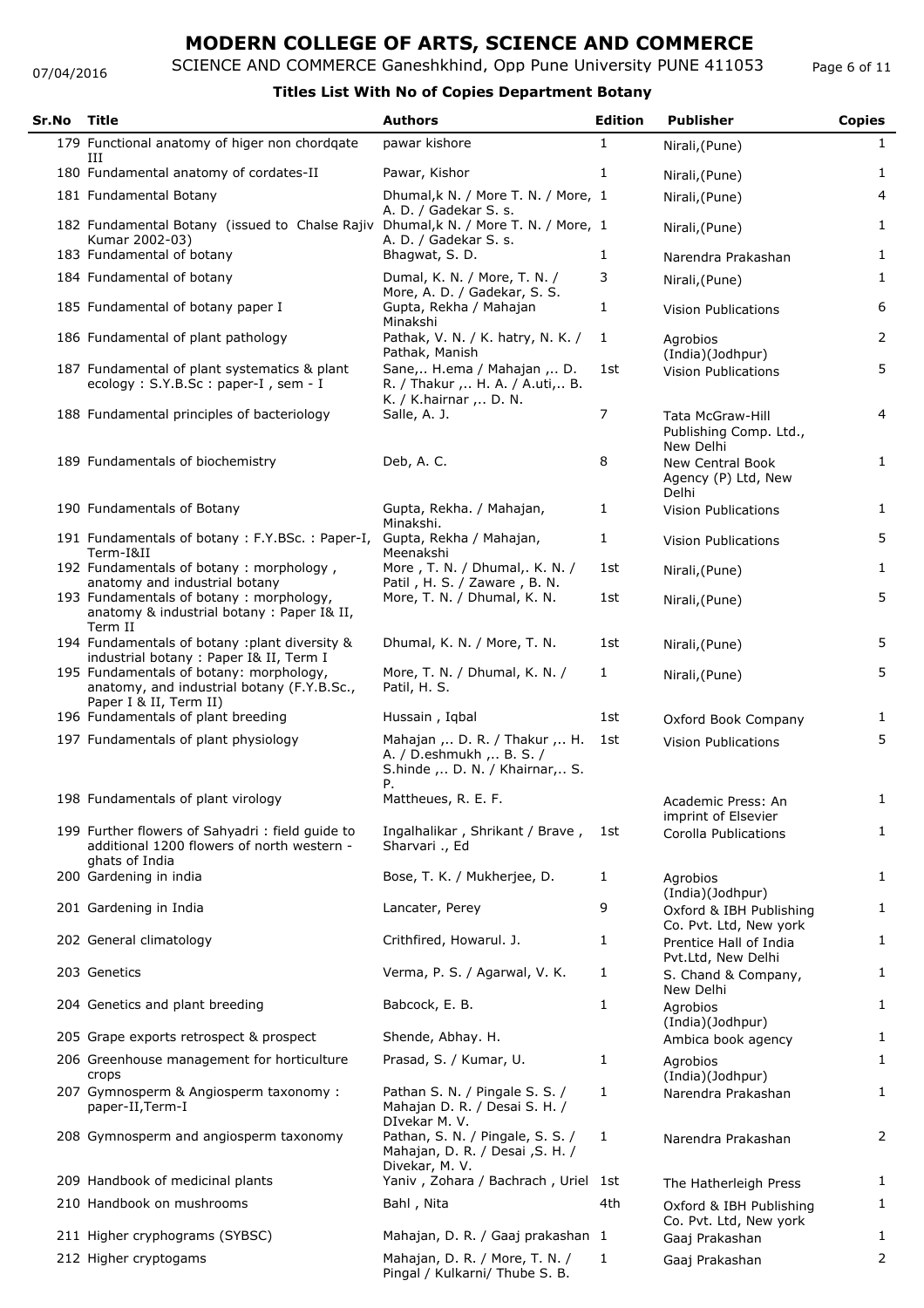# MODERN COLLEGE OF ARTS, SCIENCE AND COMMERCE

SCIENCE AND COMMERCE Ganeshkhind, Opp Pune University PUNE 411053

07/04/2016

**Titles List With No of Copies Department Botany**

| Sr.No | Title | Authors | Edition | Publisher | Copies |
|---|---|---|---|---|---|
| 179 | Functional anatomy of higer non chordqate III | pawar kishore | 1 | Nirali,(Pune) | 1 |
| 180 | Fundamental anatomy of cordates-II | Pawar, Kishor | 1 | Nirali,(Pune) | 1 |
| 181 | Fundamental Botany | Dhumal,k N. / More T. N. / More, A. D. / Gadekar S. s. | 1 | Nirali,(Pune) | 4 |
| 182 | Fundamental Botany (issued to Chalse Rajiv Kumar 2002-03) | Dhumal,k N. / More T. N. / More, A. D. / Gadekar S. s. | 1 | Nirali,(Pune) | 1 |
| 183 | Fundamental of botany | Bhagwat, S. D. | 1 | Narendra Prakashan | 1 |
| 184 | Fundamental of botany | Dumal, K. N. / More, T. N. / More, A. D. / Gadekar, S. S. | 3 | Nirali,(Pune) | 1 |
| 185 | Fundamental of botany paper I | Gupta, Rekha / Mahajan Minakshi | 1 | Vision Publications | 6 |
| 186 | Fundamental of plant pathology | Pathak, V. N. / K. hatry, N. K. / Pathak, Manish | 1 | Agrobios (India)(Jodhpur) | 2 |
| 187 | Fundamental of plant systematics & plant ecology : S.Y.B.Sc : paper-I , sem - I | Sane,.. H.ema / Mahajan ,.. D. R. / Thakur ,.. H. A. / A.uti,.. B. K. / K.hairnar ,.. D. N. | 1st | Vision Publications | 5 |
| 188 | Fundamental principles of bacteriology | Salle, A. J. | 7 | Tata McGraw-Hill Publishing Comp. Ltd., New Delhi | 4 |
| 189 | Fundamentals of biochemistry | Deb, A. C. | 8 | New Central Book Agency (P) Ltd, New Delhi | 1 |
| 190 | Fundamentals of Botany | Gupta, Rekha. / Mahajan, Minakshi. | 1 | Vision Publications | 1 |
| 191 | Fundamentals of botany : F.Y.BSc. : Paper-I, Term-I&II | Gupta, Rekha / Mahajan, Meenakshi | 1 | Vision Publications | 5 |
| 192 | Fundamentals of botany : morphology , anatomy and industrial botany | More , T. N. / Dhumal,. K. N. / Patil , H. S. / Zaware , B. N. | 1st | Nirali,(Pune) | 1 |
| 193 | Fundamentals of botany : morphology, anatomy & industrial botany : Paper I& II, Term II | More, T. N. / Dhumal, K. N. | 1st | Nirali,(Pune) | 5 |
| 194 | Fundamentals of botany :plant diversity & industrial botany : Paper I& II, Term I | Dhumal, K. N. / More, T. N. | 1st | Nirali,(Pune) | 5 |
| 195 | Fundamentals of botany: morphology, anatomy, and industrial botany (F.Y.B.Sc., Paper I & II, Term II) | More, T. N. / Dhumal, K. N. / Patil, H. S. | 1 | Nirali,(Pune) | 5 |
| 196 | Fundamentals of plant breeding | Hussain , Iqbal | 1st | Oxford Book Company | 1 |
| 197 | Fundamentals of plant physiology | Mahajan ,.. D. R. / Thakur ,.. H. A. / D.eshmukh ,.. B. S. / S.hinde ,.. D. N. / Khairnar,.. S. P. | 1st | Vision Publications | 5 |
| 198 | Fundamentals of plant virology | Mattheues, R. E. F. | | Academic Press: An imprint of Elsevier | 1 |
| 199 | Further flowers of Sahyadri : field guide to additional 1200 flowers of north western - ghats of India | Ingalhalikar , Shrikant / Brave , Sharvari ., Ed | 1st | Corolla Publications | 1 |
| 200 | Gardening in india | Bose, T. K. / Mukherjee, D. | 1 | Agrobios (India)(Jodhpur) | 1 |
| 201 | Gardening in India | Lancater, Perey | 9 | Oxford & IBH Publishing Co. Pvt. Ltd, New york | 1 |
| 202 | General climatology | Crithfired, Howarul. J. | 1 | Prentice Hall of India Pvt.Ltd, New Delhi | 1 |
| 203 | Genetics | Verma, P. S. / Agarwal, V. K. | 1 | S. Chand & Company, New Delhi | 1 |
| 204 | Genetics and plant breeding | Babcock, E. B. | 1 | Agrobios (India)(Jodhpur) | 1 |
| 205 | Grape exports retrospect & prospect | Shende, Abhay. H. | | Ambica book agency | 1 |
| 206 | Greenhouse management for horticulture crops | Prasad, S. / Kumar, U. | 1 | Agrobios (India)(Jodhpur) | 1 |
| 207 | Gymnosperm & Angiosperm taxonomy : paper-II,Term-I | Pathan S. N. / Pingale S. S. / Mahajan D. R. / Desai S. H. / DIvekar M. V. | 1 | Narendra Prakashan | 1 |
| 208 | Gymnosperm and angiosperm taxonomy | Pathan, S. N. / Pingale, S. S. / Mahajan, D. R. / Desai ,S. H. / Divekar, M. V. | 1 | Narendra Prakashan | 2 |
| 209 | Handbook of medicinal plants | Yaniv , Zohara / Bachrach , Uriel | 1st | The Hatherleigh Press | 1 |
| 210 | Handbook on mushrooms | Bahl , Nita | 4th | Oxford & IBH Publishing Co. Pvt. Ltd, New york | 1 |
| 211 | Higher cryphograms (SYBSC) | Mahajan, D. R. / Gaaj prakashan | 1 | Gaaj Prakashan | 1 |
| 212 | Higher cryptogams | Mahajan, D. R. / More, T. N. / Pingal / Kulkarni/ Thube S. B. | 1 | Gaaj Prakashan | 2 |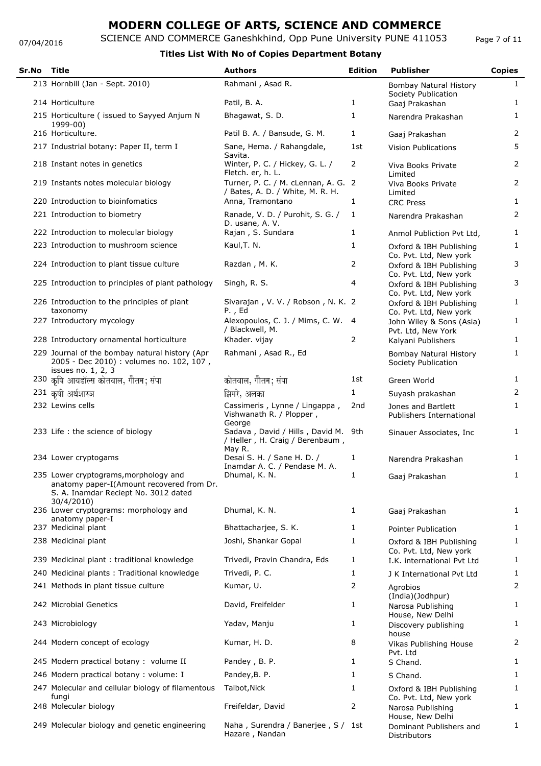# MODERN COLLEGE OF ARTS, SCIENCE AND COMMERCE

SCIENCE AND COMMERCE Ganeshkhind, Opp Pune University PUNE 411053

07/04/2016

**Titles List With No of Copies Department Botany**

| Sr.No | Title | Authors | Edition | Publisher | Copies |
|---|---|---|---|---|---|
| 213 | Hornbill (Jan - Sept. 2010) | Rahmani , Asad R. | | Bombay Natural History Society Publication | 1 |
| 214 | Horticulture | Patil, B. A. | 1 | Gaaj Prakashan | 1 |
| 215 | Horticulture ( issued to Sayyed Anjum N 1999-00) | Bhagawat, S. D. | 1 | Narendra Prakashan | 1 |
| 216 | Horticulture. | Patil B. A. / Bansude, G. M. | 1 | Gaaj Prakashan | 2 |
| 217 | Industrial botany: Paper II, term I | Sane, Hema. / Rahangdale, Savita. | 1st | Vision Publications | 5 |
| 218 | Instant notes in genetics | Winter, P. C. / Hickey, G. L. / Fletch. er, h. L. | 2 | Viva Books Private Limited | 2 |
| 219 | Instants notes molecular biology | Turner, P. C. / M. cLennan, A. G. / Bates, A. D. / White, M. R. H. | 2 | Viva Books Private Limited | 2 |
| 220 | Introduction to bioinfomatics | Anna, Tramontano | 1 | CRC Press | 1 |
| 221 | Introduction to biometry | Ranade, V. D. / Purohit, S. G. / D. usane, A. V. | 1 | Narendra Prakashan | 2 |
| 222 | Introduction to molecular biology | Rajan , S. Sundara | 1 | Anmol Publiction Pvt Ltd, | 1 |
| 223 | Introduction to mushroom science | Kaul,T. N. | 1 | Oxford & IBH Publishing Co. Pvt. Ltd, New york | 1 |
| 224 | Introduction to plant tissue culture | Razdan , M. K. | 2 | Oxford & IBH Publishing Co. Pvt. Ltd, New york | 3 |
| 225 | Introduction to principles of plant pathology | Singh, R. S. | 4 | Oxford & IBH Publishing Co. Pvt. Ltd, New york | 3 |
| 226 | Introduction to the principles of plant taxonomy | Sivarajan , V. V. / Robson , N. K. P. , Ed | 2 | Oxford & IBH Publishing Co. Pvt. Ltd, New york | 1 |
| 227 | Introductory mycology | Alexopoulos, C. J. / Mims, C. W. / Blackwell, M. | 4 | John Wiley & Sons (Asia) Pvt. Ltd, New York | 1 |
| 228 | Introductory ornamental horticulture | Khader. vijay | 2 | Kalyani Publishers | 1 |
| 229 | Journal of the bombay natural history (Apr 2005 - Dec 2010) : volumes no. 102, 107 , issues no. 1, 2, 3 | Rahmani , Asad R., Ed | | Bombay Natural History Society Publication | 1 |
| 230 | कृषि आयडॉल्स कोतवाल, गौतम; संपा | कोतवाल, गौतम; संपा | 1st | Green World | 1 |
| 231 | कृषी अर्थशास्त्र | झिमरे, अलका | 1 | Suyash prakashan | 2 |
| 232 | Lewins cells | Cassimeris , Lynne / Lingappa , Vishwanath R. / Plopper , George | 2nd | Jones and Bartlett Publishers International | 1 |
| 233 | Life : the science of biology | Sadava , David / Hills , David M. / Heller , H. Craig / Berenbaum , May R. | 9th | Sinauer Associates, Inc | 1 |
| 234 | Lower cryptogams | Desai S. H. / Sane H. D. / Inamdar A. C. / Pendase M. A. | 1 | Narendra Prakashan | 1 |
| 235 | Lower cryptograms,morphology and anatomy paper-I(Amount recovered from Dr. S. A. Inamdar Reciept No. 3012 dated 30/4/2010) | Dhumal, K. N. | 1 | Gaaj Prakashan | 1 |
| 236 | Lower cryptograms: morphology and anatomy paper-I | Dhumal, K. N. | 1 | Gaaj Prakashan | 1 |
| 237 | Medicinal plant | Bhattacharjee, S. K. | 1 | Pointer Publication | 1 |
| 238 | Medicinal plant | Joshi, Shankar Gopal | 1 | Oxford & IBH Publishing Co. Pvt. Ltd, New york | 1 |
| 239 | Medicinal plant : traditional knowledge | Trivedi, Pravin Chandra, Eds | 1 | I.K. international Pvt Ltd | 1 |
| 240 | Medicinal plants : Traditional knowledge | Trivedi, P. C. | 1 | J K International Pvt Ltd | 1 |
| 241 | Methods in plant tissue culture | Kumar, U. | 2 | Agrobios (India)(Jodhpur) | 2 |
| 242 | Microbial Genetics | David, Freifelder | 1 | Narosa Publishing House, New Delhi | 1 |
| 243 | Microbiology | Yadav, Manju | 1 | Discovery publishing house | 1 |
| 244 | Modern concept of ecology | Kumar, H. D. | 8 | Vikas Publishing House Pvt. Ltd | 2 |
| 245 | Modern practical botany : volume II | Pandey , B. P. | 1 | S Chand. | 1 |
| 246 | Modern practical botany : volume: I | Pandey,B. P. | 1 | S Chand. | 1 |
| 247 | Molecular and cellular biology of filamentous fungi | Talbot,Nick | 1 | Oxford & IBH Publishing Co. Pvt. Ltd, New york | 1 |
| 248 | Molecular biology | Freifeldar, David | 2 | Narosa Publishing House, New Delhi | 1 |
| 249 | Molecular biology and genetic engineering | Naha , Surendra / Banerjee , S / Hazare , Nandan | 1st | Dominant Publishers and Distributors | 1 |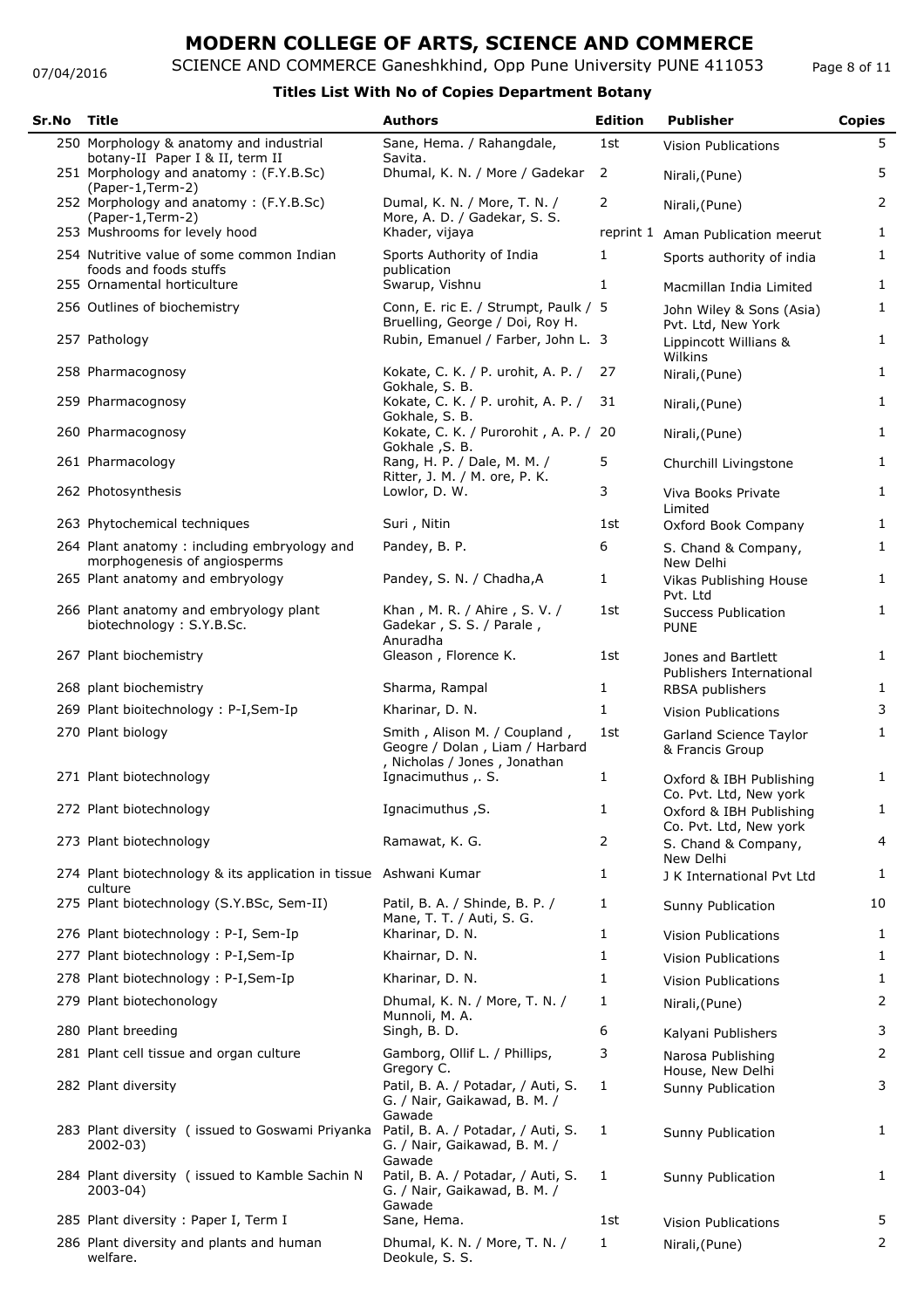# MODERN COLLEGE OF ARTS, SCIENCE AND COMMERCE

07/04/2016 SCIENCE AND COMMERCE Ganeshkhind, Opp Pune University PUNE 411053

**Titles List With No of Copies Department Botany**

| Sr.No | Title | Authors | Edition | Publisher | Copies |
|---|---|---|---|---|---|
| 250 | Morphology & anatomy and industrial botany-II Paper I & II, term II | Sane, Hema. / Rahangdale, Savita. | 1st | Vision Publications | 5 |
| 251 | Morphology and anatomy : (F.Y.B.Sc) (Paper-1,Term-2) | Dhumal, K. N. / More / Gadekar | 2 | Nirali,(Pune) | 5 |
| 252 | Morphology and anatomy : (F.Y.B.Sc) (Paper-1,Term-2) | Dumal, K. N. / More, T. N. / More, A. D. / Gadekar, S. S. | 2 | Nirali,(Pune) | 2 |
| 253 | Mushrooms for levely hood | Khader, vijaya | reprint 1 | Aman Publication meerut | 1 |
| 254 | Nutritive value of some common Indian foods and foods stuffs | Sports Authority of India publication | 1 | Sports authority of india | 1 |
| 255 | Ornamental horticulture | Swarup, Vishnu | 1 | Macmillan India Limited | 1 |
| 256 | Outlines of biochemistry | Conn, E. ric E. / Strumpt, Paulk / Bruelling, George / Doi, Roy H. | 5 | John Wiley & Sons (Asia) Pvt. Ltd, New York | 1 |
| 257 | Pathology | Rubin, Emanuel / Farber, John L. | 3 | Lippincott Willians & Wilkins | 1 |
| 258 | Pharmacognosy | Kokate, C. K. / P. urohit, A. P. / Gokhale, S. B. | 27 | Nirali,(Pune) | 1 |
| 259 | Pharmacognosy | Kokate, C. K. / P. urohit, A. P. / Gokhale, S. B. | 31 | Nirali,(Pune) | 1 |
| 260 | Pharmacognosy | Kokate, C. K. / Purorohit , A. P. / Gokhale ,S. B. | 20 | Nirali,(Pune) | 1 |
| 261 | Pharmacology | Rang, H. P. / Dale, M. M. / Ritter, J. M. / M. ore, P. K. | 5 | Churchill Livingstone | 1 |
| 262 | Photosynthesis | Lowlor, D. W. | 3 | Viva Books Private Limited | 1 |
| 263 | Phytochemical techniques | Suri , Nitin | 1st | Oxford Book Company | 1 |
| 264 | Plant anatomy : including embryology and morphogenesis of angiosperms | Pandey, B. P. | 6 | S. Chand & Company, New Delhi | 1 |
| 265 | Plant anatomy and embryology | Pandey, S. N. / Chadha,A | 1 | Vikas Publishing House Pvt. Ltd | 1 |
| 266 | Plant anatomy and embryology plant biotechnology : S.Y.B.Sc. | Khan , M. R. / Ahire , S. V. / Gadekar , S. S. / Parale , Anuradha | 1st | Success Publication PUNE | 1 |
| 267 | Plant biochemistry | Gleason , Florence K. | 1st | Jones and Bartlett Publishers International | 1 |
| 268 | plant biochemistry | Sharma, Rampal | 1 | RBSA publishers | 1 |
| 269 | Plant bioitechnology : P-I,Sem-Ip | Kharinar, D. N. | 1 | Vision Publications | 3 |
| 270 | Plant biology | Smith , Alison M. / Coupland , Geogre / Dolan , Liam / Harbard , Nicholas / Jones , Jonathan | 1st | Garland Science Taylor & Francis Group | 1 |
| 271 | Plant biotechnology | Ignacimuthus ,. S. | 1 | Oxford & IBH Publishing Co. Pvt. Ltd, New york | 1 |
| 272 | Plant biotechnology | Ignacimuthus ,S. | 1 | Oxford & IBH Publishing Co. Pvt. Ltd, New york | 1 |
| 273 | Plant biotechnology | Ramawat, K. G. | 2 | S. Chand & Company, New Delhi | 4 |
| 274 | Plant biotechnology & its application in tissue culture | Ashwani Kumar | 1 | J K International Pvt Ltd | 1 |
| 275 | Plant biotechnology (S.Y.BSc, Sem-II) | Patil, B. A. / Shinde, B. P. / Mane, T. T. / Auti, S. G. | 1 | Sunny Publication | 10 |
| 276 | Plant biotechnology : P-I, Sem-Ip | Kharinar, D. N. | 1 | Vision Publications | 1 |
| 277 | Plant biotechnology : P-I,Sem-Ip | Khairnar, D. N. | 1 | Vision Publications | 1 |
| 278 | Plant biotechnology : P-I,Sem-Ip | Kharinar, D. N. | 1 | Vision Publications | 1 |
| 279 | Plant biotechonology | Dhumal, K. N. / More, T. N. / Munnoli, M. A. | 1 | Nirali,(Pune) | 2 |
| 280 | Plant breeding | Singh, B. D. | 6 | Kalyani Publishers | 3 |
| 281 | Plant cell tissue and organ culture | Gamborg, Ollif L. / Phillips, Gregory C. | 3 | Narosa Publishing House, New Delhi | 2 |
| 282 | Plant diversity | Patil, B. A. / Potadar, / Auti, S. G. / Nair, Gaikawad, B. M. / Gawade | 1 | Sunny Publication | 3 |
| 283 | Plant diversity ( issued to Goswami Priyanka 2002-03) | Patil, B. A. / Potadar, / Auti, S. G. / Nair, Gaikawad, B. M. / Gawade | 1 | Sunny Publication | 1 |
| 284 | Plant diversity ( issued to Kamble Sachin N 2003-04) | Patil, B. A. / Potadar, / Auti, S. G. / Nair, Gaikawad, B. M. / Gawade | 1 | Sunny Publication | 1 |
| 285 | Plant diversity : Paper I, Term I | Sane, Hema. | 1st | Vision Publications | 5 |
| 286 | Plant diversity and plants and human welfare. | Dhumal, K. N. / More, T. N. / Deokule, S. S. | 1 | Nirali,(Pune) | 2 |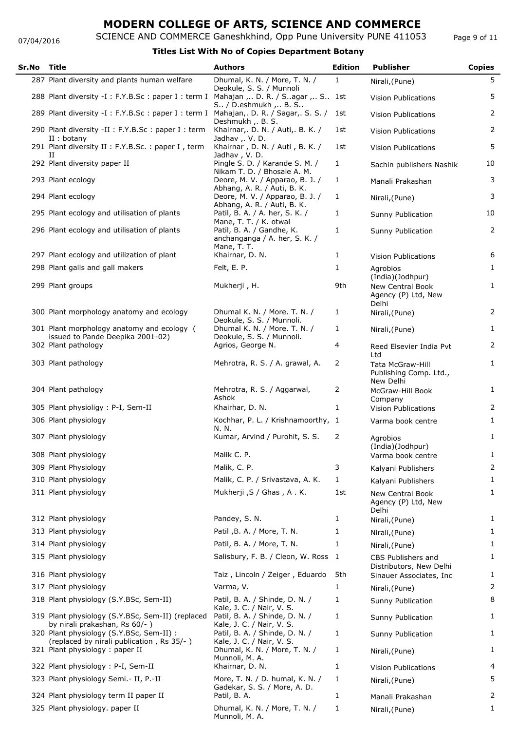# MODERN COLLEGE OF ARTS, SCIENCE AND COMMERCE

SCIENCE AND COMMERCE Ganeshkhind, Opp Pune University PUNE 411053

07/04/2016

**Titles List With No of Copies Department Botany**

| Sr.No | Title | Authors | Edition | Publisher | Copies |
|---|---|---|---|---|---|
| 287 | Plant diversity and plants human welfare | Dhumal, K. N. / More, T. N. / Deokule, S. S. / Munnoli | 1 | Nirali,(Pune) | 5 |
| 288 | Plant diversity -I : F.Y.B.Sc : paper I : term I | Mahajan ,.. D. R. / S..agar ,.. S.. S.. / D.eshmukh ,.. B. S.. | 1st | Vision Publications | 5 |
| 289 | Plant diversity -I : F.Y.B.Sc : paper I : term I | Mahajan,. D. R. / Sagar,. S. S. / Deshmukh ,. B. S. | 1st | Vision Publications | 2 |
| 290 | Plant diversity -II : F.Y.B.Sc : paper I : term II : botany | Khairnar,. D. N. / Auti,. B. K. / Jadhav ,. V. D. | 1st | Vision Publications | 2 |
| 291 | Plant diversity II : F.Y.B.Sc. : paper I , term II | Khairnar , D. N. / Auti , B. K. / Jadhav , V. D. | 1st | Vision Publications | 5 |
| 292 | Plant diversity paper II | Pingle S. D. / Karande S. M. / Nikam T. D. / Bhosale A. M. | 1 | Sachin publishers Nashik | 10 |
| 293 | Plant ecology | Deore, M. V. / Apparao, B. J. / Abhang, A. R. / Auti, B. K. | 1 | Manali Prakashan | 3 |
| 294 | Plant ecology | Deore, M. V. / Apparao, B. J. / Abhang, A. R. / Auti, B. K. | 1 | Nirali,(Pune) | 3 |
| 295 | Plant ecology and utilisation of plants | Patil, B. A. / A. her, S. K. / Mane, T. T. / K. otwal | 1 | Sunny Publication | 10 |
| 296 | Plant ecology and utilisation of plants | Patil, B. A. / Gandhe, K. anchanganga / A. her, S. K. / Mane, T. T. | 1 | Sunny Publication | 2 |
| 297 | Plant ecology and utilization of plant | Khairnar, D. N. | 1 | Vision Publications | 6 |
| 298 | Plant galls and gall makers | Felt, E. P. | 1 | Agrobios (India)(Jodhpur) | 1 |
| 299 | Plant groups | Mukherji , H. | 9th | New Central Book Agency (P) Ltd, New Delhi | 1 |
| 300 | Plant morphology anatomy and ecology | Dhumal K. N. / More. T. N. / Deokule, S. S. / Munnoli. | 1 | Nirali,(Pune) | 2 |
| 301 | Plant morphology anatomy and ecology ( issued to Pande Deepika 2001-02) | Dhumal K. N. / More. T. N. / Deokule, S. S. / Munnoli. | 1 | Nirali,(Pune) | 1 |
| 302 | Plant pathology | Agrios, George N. | 4 | Reed Elsevier India Pvt Ltd | 2 |
| 303 | Plant pathology | Mehrotra, R. S. / A. grawal, A. | 2 | Tata McGraw-Hill Publishing Comp. Ltd., New Delhi | 1 |
| 304 | Plant pathology | Mehrotra, R. S. / Aggarwal, Ashok | 2 | McGraw-Hill Book Company | 1 |
| 305 | Plant physioligy : P-I, Sem-II | Khairhar, D. N. | 1 | Vision Publications | 2 |
| 306 | Plant physiology | Kochhar, P. L. / Krishnamoorthy, N. N. | 1 | Varma book centre | 1 |
| 307 | Plant physiology | Kumar, Arvind / Purohit, S. S. | 2 | Agrobios (India)(Jodhpur) | 1 |
| 308 | Plant physiology | Malik C. P. | | Varma book centre | 1 |
| 309 | Plant Physiology | Malik, C. P. | 3 | Kalyani Publishers | 2 |
| 310 | Plant physiology | Malik, C. P. / Srivastava, A. K. | 1 | Kalyani Publishers | 1 |
| 311 | Plant physiology | Mukherji ,S / Ghas , A . K. | 1st | New Central Book Agency (P) Ltd, New Delhi | 1 |
| 312 | Plant physiology | Pandey, S. N. | 1 | Nirali,(Pune) | 1 |
| 313 | Plant physiology | Patil ,B. A. / More, T. N. | 1 | Nirali,(Pune) | 1 |
| 314 | Plant physiology | Patil, B. A. / More, T. N. | 1 | Nirali,(Pune) | 1 |
| 315 | Plant physiology | Salisbury, F. B. / Cleon, W. Ross | 1 | CBS Publishers and Distributors, New Delhi | 1 |
| 316 | Plant physiology | Taiz , Lincoln / Zeiger , Eduardo | 5th | Sinauer Associates, Inc | 1 |
| 317 | Plant physiology | Varma, V. | 1 | Nirali,(Pune) | 2 |
| 318 | Plant physiology (S.Y.BSc, Sem-II) | Patil, B. A. / Shinde, D. N. / Kale, J. C. / Nair, V. S. | 1 | Sunny Publication | 8 |
| 319 | Plant physiology (S.Y.BSc, Sem-II) (replaced by nirali prakashan, Rs 60/- ) | Patil, B. A. / Shinde, D. N. / Kale, J. C. / Nair, V. S. | 1 | Sunny Publication | 1 |
| 320 | Plant physiology (S.Y.BSc, Sem-II) : (replaced by nirali publication , Rs 35/- ) | Patil, B. A. / Shinde, D. N. / Kale, J. C. / Nair, V. S. | 1 | Sunny Publication | 1 |
| 321 | Plant physiology : paper II | Dhumal, K. N. / More, T. N. / Munnoli, M. A. | 1 | Nirali,(Pune) | 1 |
| 322 | Plant physiology : P-I, Sem-II | Khairnar, D. N. | 1 | Vision Publications | 4 |
| 323 | Plant physiology Semi.- II, P.-II | More, T. N. / D. humal, K. N. / Gadekar, S. S. / More, A. D. | 1 | Nirali,(Pune) | 5 |
| 324 | Plant physiology term II paper II | Patil, B. A. | 1 | Manali Prakashan | 2 |
| 325 | Plant physiology. paper II | Dhumal, K. N. / More, T. N. / Munnoli, M. A. | 1 | Nirali,(Pune) | 1 |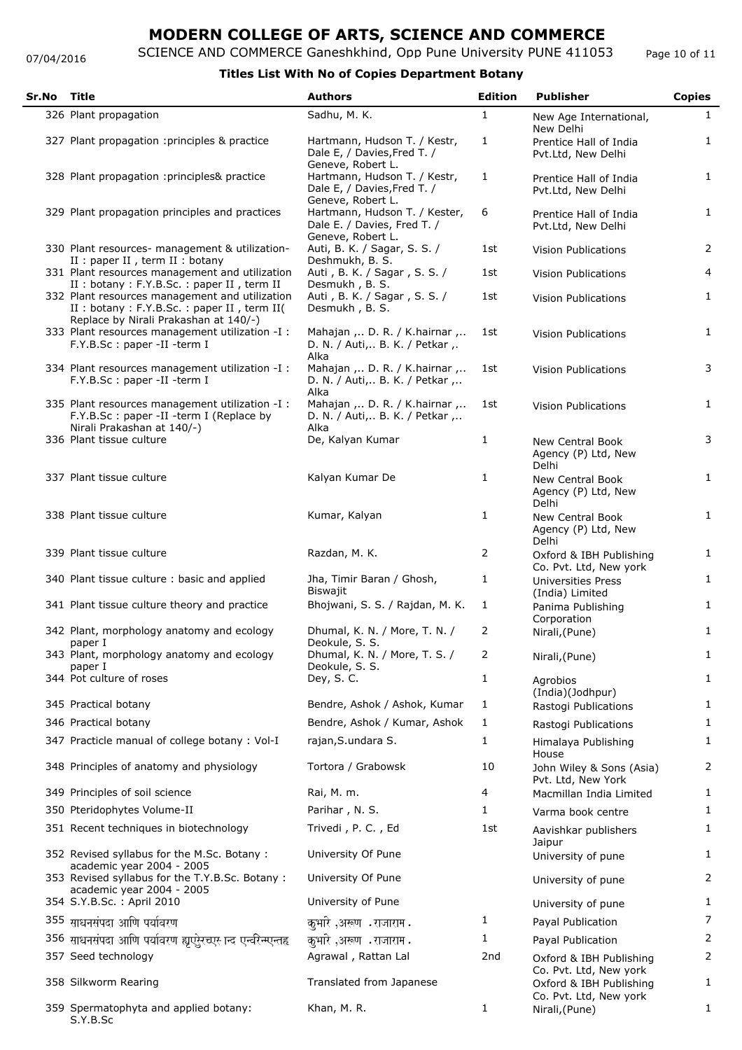# MODERN COLLEGE OF ARTS, SCIENCE AND COMMERCE

SCIENCE AND COMMERCE Ganeshkhind, Opp Pune University PUNE 411053

07/04/2016

### Titles List With No of Copies Department Botany

| Sr.No | Title | Authors | Edition | Publisher | Copies |
|---|---|---|---|---|---|
| 326 | Plant propagation | Sadhu, M. K. | 1 | New Age International, New Delhi | 1 |
| 327 | Plant propagation :principles & practice | Hartmann, Hudson T. / Kestr, Dale E, / Davies,Fred T. / Geneve, Robert L. | 1 | Prentice Hall of India Pvt.Ltd, New Delhi | 1 |
| 328 | Plant propagation :principles& practice | Hartmann, Hudson T. / Kestr, Dale E, / Davies,Fred T. / Geneve, Robert L. | 1 | Prentice Hall of India Pvt.Ltd, New Delhi | 1 |
| 329 | Plant propagation principles and practices | Hartmann, Hudson T. / Kester, Dale E. / Davies, Fred T. / Geneve, Robert L. | 6 | Prentice Hall of India Pvt.Ltd, New Delhi | 1 |
| 330 | Plant resources- management & utilization-II : paper II , term II : botany | Auti, B. K. / Sagar, S. S. / Deshmukh, B. S. | 1st | Vision Publications | 2 |
| 331 | Plant resources management and utilization II : botany : F.Y.B.Sc. : paper II , term II | Auti , B. K. / Sagar , S. S. / Desmukh , B. S. | 1st | Vision Publications | 4 |
| 332 | Plant resources management and utilization II : botany : F.Y.B.Sc. : paper II , term II( Replace by Nirali Prakashan at 140/-) | Auti , B. K. / Sagar , S. S. / Desmukh , B. S. | 1st | Vision Publications | 1 |
| 333 | Plant resources management utilization -I : F.Y.B.Sc : paper -II -term I | Mahajan ,.. D. R. / K.hairnar ,.. D. N. / Auti,.. B. K. / Petkar ,. Alka | 1st | Vision Publications | 1 |
| 334 | Plant resources management utilization -I : F.Y.B.Sc : paper -II -term I | Mahajan ,.. D. R. / K.hairnar ,.. D. N. / Auti,.. B. K. / Petkar ,.. Alka | 1st | Vision Publications | 3 |
| 335 | Plant resources management utilization -I : F.Y.B.Sc : paper -II -term I (Replace by Nirali Prakashan at 140/-) | Mahajan ,.. D. R. / K.hairnar ,.. D. N. / Auti,.. B. K. / Petkar ,.. Alka | 1st | Vision Publications | 1 |
| 336 | Plant tissue culture | De, Kalyan Kumar | 1 | New Central Book Agency (P) Ltd, New Delhi | 3 |
| 337 | Plant tissue culture | Kalyan Kumar De | 1 | New Central Book Agency (P) Ltd, New Delhi | 1 |
| 338 | Plant tissue culture | Kumar, Kalyan | 1 | New Central Book Agency (P) Ltd, New Delhi | 1 |
| 339 | Plant tissue culture | Razdan, M. K. | 2 | Oxford & IBH Publishing Co. Pvt. Ltd, New york | 1 |
| 340 | Plant tissue culture : basic and applied | Jha, Timir Baran / Ghosh, Biswajit | 1 | Universities Press (India) Limited | 1 |
| 341 | Plant tissue culture theory and practice | Bhojwani, S. S. / Rajdan, M. K. | 1 | Panima Publishing Corporation | 1 |
| 342 | Plant, morphology anatomy and ecology paper I | Dhumal, K. N. / More, T. N. / Deokule, S. S. | 2 | Nirali,(Pune) | 1 |
| 343 | Plant, morphology anatomy and ecology paper I | Dhumal, K. N. / More, T. S. / Deokule, S. S. | 2 | Nirali,(Pune) | 1 |
| 344 | Pot culture of roses | Dey, S. C. | 1 | Agrobios (India)(Jodhpur) | 1 |
| 345 | Practical botany | Bendre, Ashok / Ashok, Kumar | 1 | Rastogi Publications | 1 |
| 346 | Practical botany | Bendre, Ashok / Kumar, Ashok | 1 | Rastogi Publications | 1 |
| 347 | Practicle manual of college botany : Vol-I | rajan,S.undara S. | 1 | Himalaya Publishing House | 1 |
| 348 | Principles of anatomy and physiology | Tortora / Grabowsk | 10 | John Wiley & Sons (Asia) Pvt. Ltd, New York | 2 |
| 349 | Principles of soil science | Rai, M. m. | 4 | Macmillan India Limited | 1 |
| 350 | Pteridophytes Volume-II | Parihar , N. S. | 1 | Varma book centre | 1 |
| 351 | Recent techniques in biotechnology | Trivedi , P. C. , Ed | 1st | Aavishkar publishers Jaipur | 1 |
| 352 | Revised syllabus for the M.Sc. Botany : academic year 2004 - 2005 | University Of Pune | | University of pune | 1 |
| 353 | Revised syllabus for the T.Y.B.Sc. Botany : academic year 2004 - 2005 | University Of Pune | | University of pune | 2 |
| 354 | S.Y.B.Sc. : April 2010 | University of Pune | | University of pune | 1 |
| 355 | साधनसंपदा आणि पर्यावरण | कुभारे ,अरूण .राजाराम . | 1 | Payal Publication | 7 |
| 356 | साधनसंपदा आणि पर्यावरण ह्यएस्रेच्एस न्द एन्वरिन्म्एन्तह | कुभारे ,अरूण .राजाराम . | 1 | Payal Publication | 2 |
| 357 | Seed technology | Agrawal , Rattan Lal | 2nd | Oxford & IBH Publishing Co. Pvt. Ltd, New york | 2 |
| 358 | Silkworm Rearing | Translated from Japanese | | Oxford & IBH Publishing Co. Pvt. Ltd, New york | 1 |
| 359 | Spermatophyta and applied botany: S.Y.B.Sc | Khan, M. R. | 1 | Nirali,(Pune) | 1 |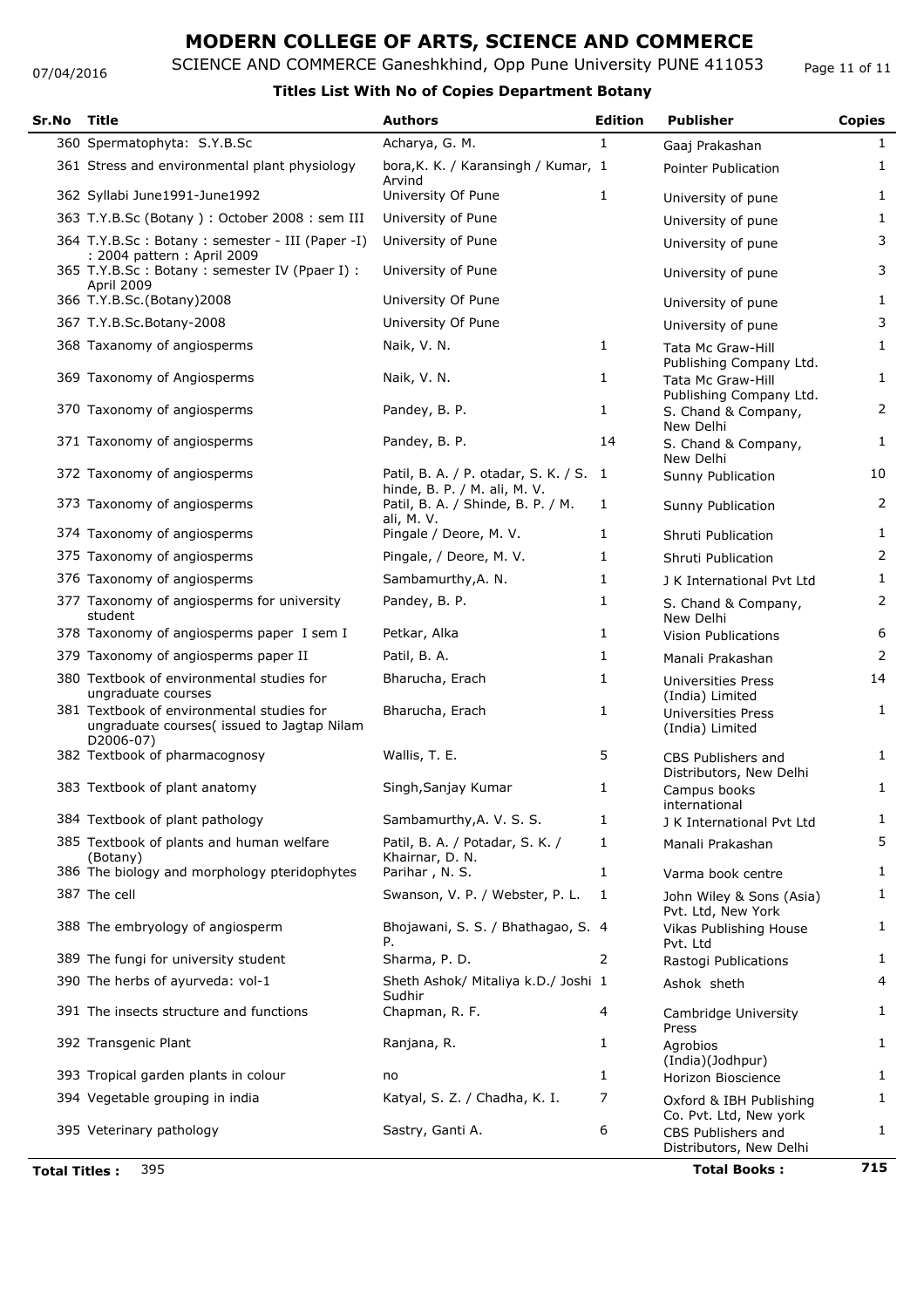# MODERN COLLEGE OF ARTS, SCIENCE AND COMMERCE

SCIENCE AND COMMERCE Ganeshkhind, Opp Pune University PUNE 411053

07/04/2016

**Titles List With No of Copies Department Botany**

| Sr.No | Title | Authors | Edition | Publisher | Copies |
|---|---|---|---|---|---|
| 360 | Spermatophyta: S.Y.B.Sc | Acharya, G. M. | 1 | Gaaj Prakashan | 1 |
| 361 | Stress and environmental plant physiology | bora,K. K. / Karansingh / Kumar, Arvind | 1 | Pointer Publication | 1 |
| 362 | Syllabi June1991-June1992 | University Of Pune | 1 | University of pune | 1 |
| 363 | T.Y.B.Sc (Botany ) : October 2008 : sem III | University of Pune | | University of pune | 1 |
| 364 | T.Y.B.Sc : Botany : semester - III (Paper -I) : 2004 pattern : April 2009 | University of Pune | | University of pune | 3 |
| 365 | T.Y.B.Sc : Botany : semester IV (Ppaer I) : April 2009 | University of Pune | | University of pune | 3 |
| 366 | T.Y.B.Sc.(Botany)2008 | University Of Pune | | University of pune | 1 |
| 367 | T.Y.B.Sc.Botany-2008 | University Of Pune | | University of pune | 3 |
| 368 | Taxanomy of angiosperms | Naik, V. N. | 1 | Tata Mc Graw-Hill Publishing Company Ltd. | 1 |
| 369 | Taxonomy of Angiosperms | Naik, V. N. | 1 | Tata Mc Graw-Hill Publishing Company Ltd. | 1 |
| 370 | Taxonomy of angiosperms | Pandey, B. P. | 1 | S. Chand & Company, New Delhi | 2 |
| 371 | Taxonomy of angiosperms | Pandey, B. P. | 14 | S. Chand & Company, New Delhi | 1 |
| 372 | Taxonomy of angiosperms | Patil, B. A. / P. otadar, S. K. / S. hinde, B. P. / M. ali, M. V. | 1 | Sunny Publication | 10 |
| 373 | Taxonomy of angiosperms | Patil, B. A. / Shinde, B. P. / M. ali, M. V. | 1 | Sunny Publication | 2 |
| 374 | Taxonomy of angiosperms | Pingale / Deore, M. V. | 1 | Shruti Publication | 1 |
| 375 | Taxonomy of angiosperms | Pingale, / Deore, M. V. | 1 | Shruti Publication | 2 |
| 376 | Taxonomy of angiosperms | Sambamurthy,A. N. | 1 | J K International Pvt Ltd | 1 |
| 377 | Taxonomy of angiosperms for university student | Pandey, B. P. | 1 | S. Chand & Company, New Delhi | 2 |
| 378 | Taxonomy of angiosperms paper I sem I | Petkar, Alka | 1 | Vision Publications | 6 |
| 379 | Taxonomy of angiosperms paper II | Patil, B. A. | 1 | Manali Prakashan | 2 |
| 380 | Textbook of environmental studies for ungraduate courses | Bharucha, Erach | 1 | Universities Press (India) Limited | 14 |
| 381 | Textbook of environmental studies for ungraduate courses( issued to Jagtap Nilam D2006-07) | Bharucha, Erach | 1 | Universities Press (India) Limited | 1 |
| 382 | Textbook of pharmacognosy | Wallis, T. E. | 5 | CBS Publishers and Distributors, New Delhi | 1 |
| 383 | Textbook of plant anatomy | Singh,Sanjay Kumar | 1 | Campus books international | 1 |
| 384 | Textbook of plant pathology | Sambamurthy,A. V. S. S. | 1 | J K International Pvt Ltd | 1 |
| 385 | Textbook of plants and human welfare (Botany) | Patil, B. A. / Potadar, S. K. / Khairnar, D. N. | 1 | Manali Prakashan | 5 |
| 386 | The biology and morphology pteridophytes | Parihar , N. S. | 1 | Varma book centre | 1 |
| 387 | The cell | Swanson, V. P. / Webster, P. L. | 1 | John Wiley & Sons (Asia) Pvt. Ltd, New York | 1 |
| 388 | The embryology of angiosperm | Bhojawani, S. S. / Bhathagao, S. P. | 4 | Vikas Publishing House Pvt. Ltd | 1 |
| 389 | The fungi for university student | Sharma, P. D. | 2 | Rastogi Publications | 1 |
| 390 | The herbs of ayurveda: vol-1 | Sheth Ashok/ Mitaliya k.D./ Joshi Sudhir | 1 | Ashok sheth | 4 |
| 391 | The insects structure and functions | Chapman, R. F. | 4 | Cambridge University Press | 1 |
| 392 | Transgenic Plant | Ranjana, R. | 1 | Agrobios (India)(Jodhpur) | 1 |
| 393 | Tropical garden plants in colour | no | 1 | Horizon Bioscience | 1 |
| 394 | Vegetable grouping in india | Katyal, S. Z. / Chadha, K. I. | 7 | Oxford & IBH Publishing Co. Pvt. Ltd, New york | 1 |
| 395 | Veterinary pathology | Sastry, Ganti A. | 6 | CBS Publishers and Distributors, New Delhi | 1 |

**Total Titles :** 395 **Total Books :** **715**